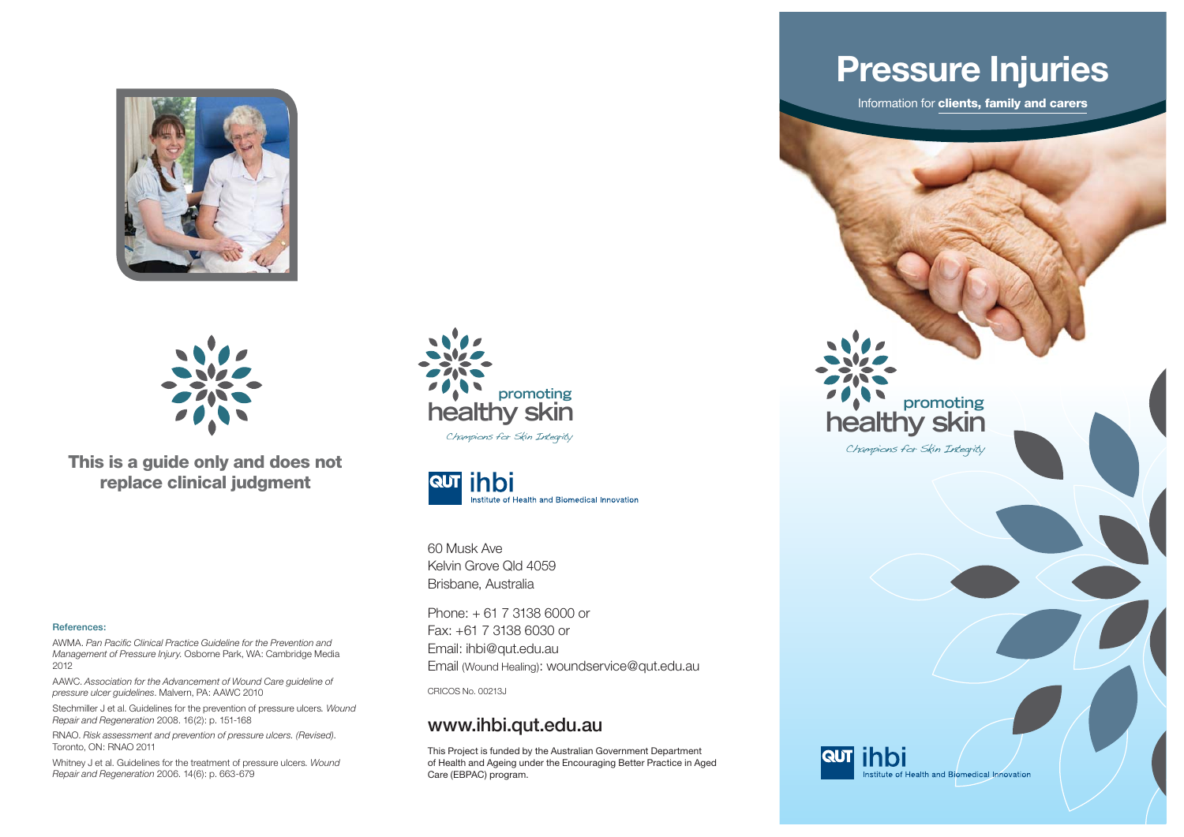# Pressure Injuries

Information for **clients, family and carers**

promoting
healthy skin

*Champions for Skin Integrity*

QUT ihbi
Institute of Health and Biomedical Innovation

**This is a guide only and does not replace clinical judgment**

#### References:

AWMA. *Pan Pacific Clinical Practice Guideline for the Prevention and Management of Pressure Injury.* Osborne Park, WA: Cambridge Media 2012

AAWC. *Association for the Advancement of Wound Care guideline of pressure ulcer guidelines*. Malvern, PA: AAWC 2010

Stechmiller J et al. Guidelines for the prevention of pressure ulcers. *Wound Repair and Regeneration* 2008. 16(2): p. 151-168

RNAO. *Risk assessment and prevention of pressure ulcers. (Revised)*. Toronto, ON: RNAO 2011

Whitney J et al. Guidelines for the treatment of pressure ulcers. *Wound Repair and Regeneration* 2006. 14(6): p. 663-679

promoting
healthy skin

*Champions for Skin Integrity*

QUT ihbi
Institute of Health and Biomedical Innovation

60 Musk Ave
Kelvin Grove Qld 4059
Brisbane, Australia

Phone: + 61 7 3138 6000 or
Fax: +61 7 3138 6030 or
Email: ihbi@qut.edu.au
Email (Wound Healing): woundservice@qut.edu.au

CRICOS No. 00213J

## www.ihbi.qut.edu.au

This Project is funded by the Australian Government Department of Health and Ageing under the Encouraging Better Practice in Aged Care (EBPAC) program.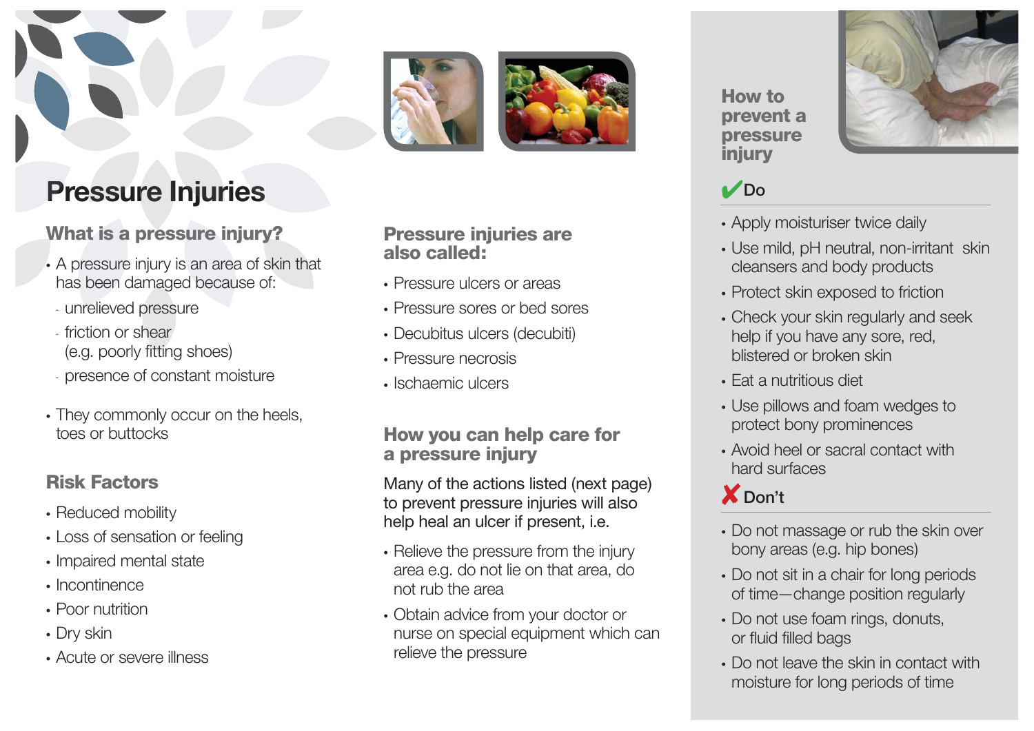# Pressure Injuries

## What is a pressure injury?

- A pressure injury is an area of skin that has been damaged because of:
  - unrelieved pressure
  - friction or shear (e.g. poorly fitting shoes)
  - presence of constant moisture
- They commonly occur on the heels, toes or buttocks

## Risk Factors

- Reduced mobility
- Loss of sensation or feeling
- Impaired mental state
- Incontinence
- Poor nutrition
- Dry skin
- Acute or severe illness

## Pressure injuries are also called:

- Pressure ulcers or areas
- Pressure sores or bed sores
- Decubitus ulcers (decubiti)
- Pressure necrosis
- Ischaemic ulcers

## How you can help care for a pressure injury

Many of the actions listed (next page) to prevent pressure injuries will also help heal an ulcer if present, i.e.

- Relieve the pressure from the injury area e.g. do not lie on that area, do not rub the area
- Obtain advice from your doctor or nurse on special equipment which can relieve the pressure

## How to prevent a pressure injury

### ✔ Do

- Apply moisturiser twice daily
- Use mild, pH neutral, non-irritant skin cleansers and body products
- Protect skin exposed to friction
- Check your skin regularly and seek help if you have any sore, red, blistered or broken skin
- Eat a nutritious diet
- Use pillows and foam wedges to protect bony prominences
- Avoid heel or sacral contact with hard surfaces

### ✘ Don't

- Do not massage or rub the skin over bony areas (e.g. hip bones)
- Do not sit in a chair for long periods of time—change position regularly
- Do not use foam rings, donuts, or fluid filled bags
- Do not leave the skin in contact with moisture for long periods of time